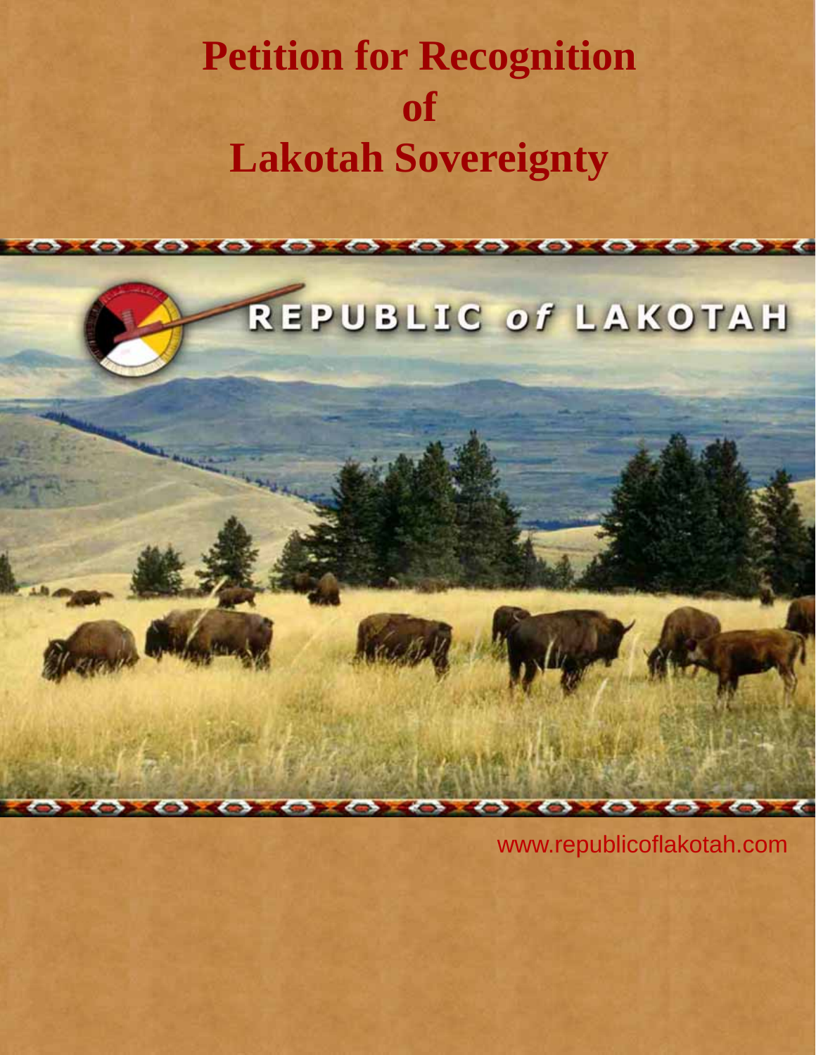# Petition for Recognition of Lakotah Sovereignty

REPUBLIC *of* LAKOTAH

www.republicoflakotah.com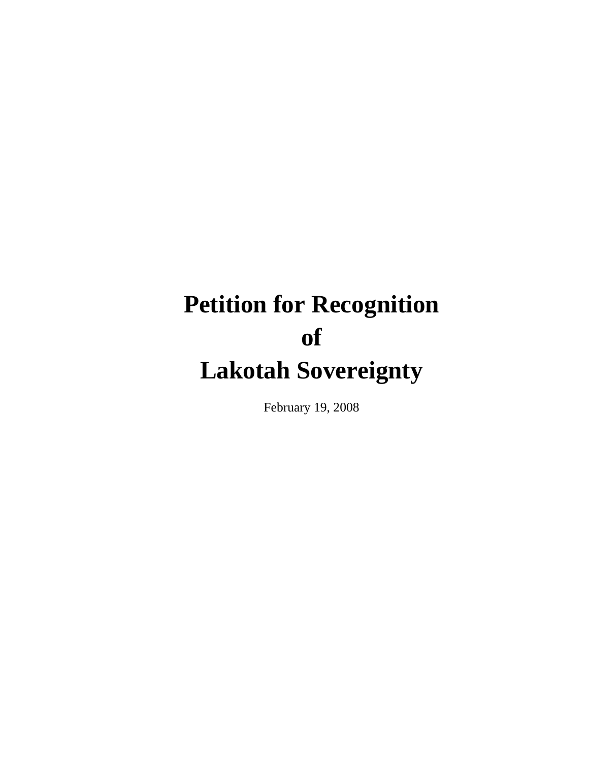# Petition for Recognition of Lakotah Sovereignty

February 19, 2008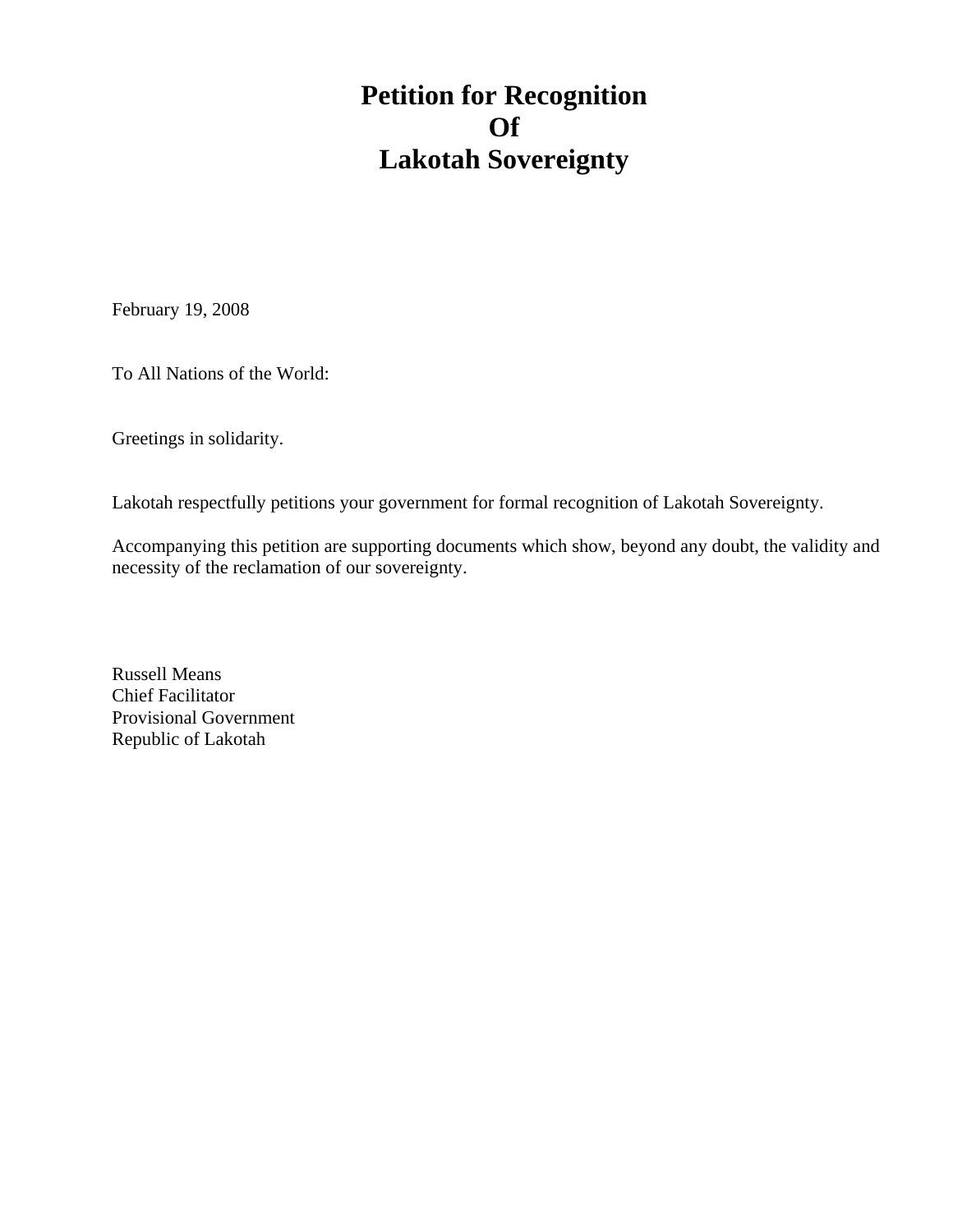# Petition for Recognition
# Of
# Lakotah Sovereignty

February 19, 2008

To All Nations of the World:

Greetings in solidarity.

Lakotah respectfully petitions your government for formal recognition of Lakotah Sovereignty.

Accompanying this petition are supporting documents which show, beyond any doubt, the validity and necessity of the reclamation of our sovereignty.

Russell Means
Chief Facilitator
Provisional Government
Republic of Lakotah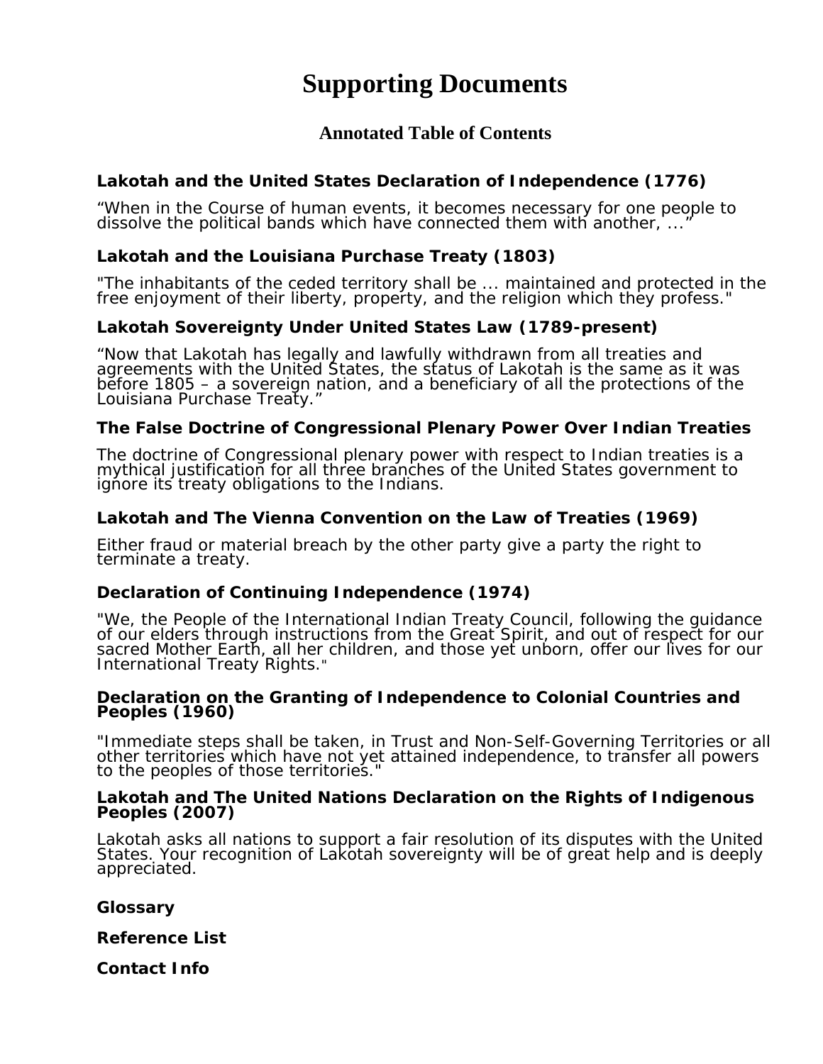# Supporting Documents

## Annotated Table of Contents

**Lakotah and the United States Declaration of Independence (1776)**

“When in the Course of human events, it becomes necessary for one people to dissolve the political bands which have connected them with another, ...”

**Lakotah and the Louisiana Purchase Treaty (1803)**

"The inhabitants of the ceded territory shall be ... maintained and protected in the free enjoyment of their liberty, property, and the religion which they profess."

**Lakotah Sovereignty Under United States Law (1789-present)**

“Now that Lakotah has legally and lawfully withdrawn from all treaties and agreements with the United States, the status of Lakotah is the same as it was before 1805 – a sovereign nation, and a beneficiary of all the protections of the Louisiana Purchase Treaty.”

**The False Doctrine of Congressional Plenary Power Over Indian Treaties**

The doctrine of Congressional plenary power with respect to Indian treaties is a mythical justification for all three branches of the United States government to ignore its treaty obligations to the Indians.

**Lakotah and The Vienna Convention on the Law of Treaties (1969)**

Either fraud or material breach by the other party give a party the right to terminate a treaty.

**Declaration of Continuing Independence (1974)**

"We, the People of the International Indian Treaty Council, following the guidance of our elders through instructions from the Great Spirit, and out of respect for our sacred Mother Earth, all her children, and those yet unborn, offer our lives for our International Treaty Rights."

**Declaration on the Granting of Independence to Colonial Countries and Peoples (1960)**

"Immediate steps shall be taken, in Trust and Non-Self-Governing Territories or all other territories which have not yet attained independence, to transfer all powers to the peoples of those territories."

**Lakotah and The United Nations Declaration on the Rights of Indigenous Peoples (2007)**

Lakotah asks all nations to support a fair resolution of its disputes with the United States. Your recognition of Lakotah sovereignty will be of great help and is deeply appreciated.

**Glossary**

**Reference List**

**Contact Info**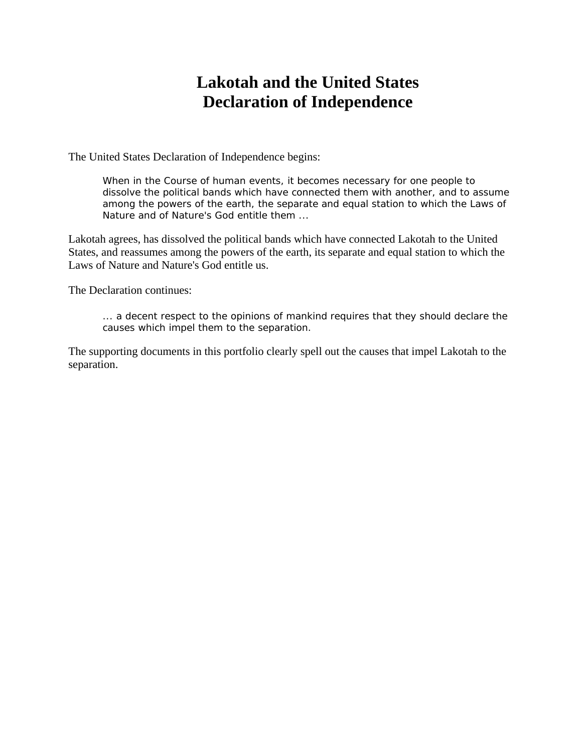# Lakotah and the United States Declaration of Independence

The United States Declaration of Independence begins:

> When in the Course of human events, it becomes necessary for one people to dissolve the political bands which have connected them with another, and to assume among the powers of the earth, the separate and equal station to which the Laws of Nature and of Nature's God entitle them ...

Lakotah agrees, has dissolved the political bands which have connected Lakotah to the United States, and reassumes among the powers of the earth, its separate and equal station to which the Laws of Nature and Nature's God entitle us.

The Declaration continues:

> ... a decent respect to the opinions of mankind requires that they should declare the causes which impel them to the separation.

The supporting documents in this portfolio clearly spell out the causes that impel Lakotah to the separation.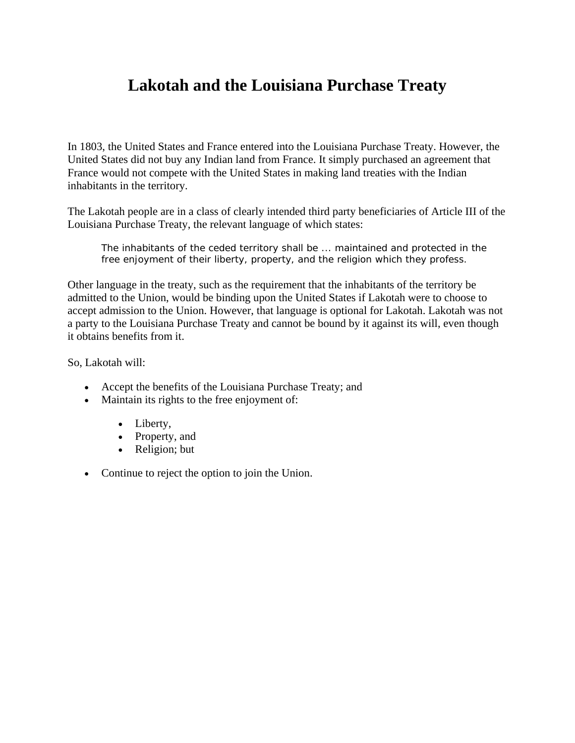# Lakotah and the Louisiana Purchase Treaty

In 1803, the United States and France entered into the Louisiana Purchase Treaty. However, the United States did not buy any Indian land from France. It simply purchased an agreement that France would not compete with the United States in making land treaties with the Indian inhabitants in the territory.

The Lakotah people are in a class of clearly intended third party beneficiaries of Article III of the Louisiana Purchase Treaty, the relevant language of which states:

> The inhabitants of the ceded territory shall be ... maintained and protected in the free enjoyment of their liberty, property, and the religion which they profess.

Other language in the treaty, such as the requirement that the inhabitants of the territory be admitted to the Union, would be binding upon the United States if Lakotah were to choose to accept admission to the Union. However, that language is optional for Lakotah. Lakotah was not a party to the Louisiana Purchase Treaty and cannot be bound by it against its will, even though it obtains benefits from it.

So, Lakotah will:

- Accept the benefits of the Louisiana Purchase Treaty; and
- Maintain its rights to the free enjoyment of:
  - Liberty,
  - Property, and
  - Religion; but
- Continue to reject the option to join the Union.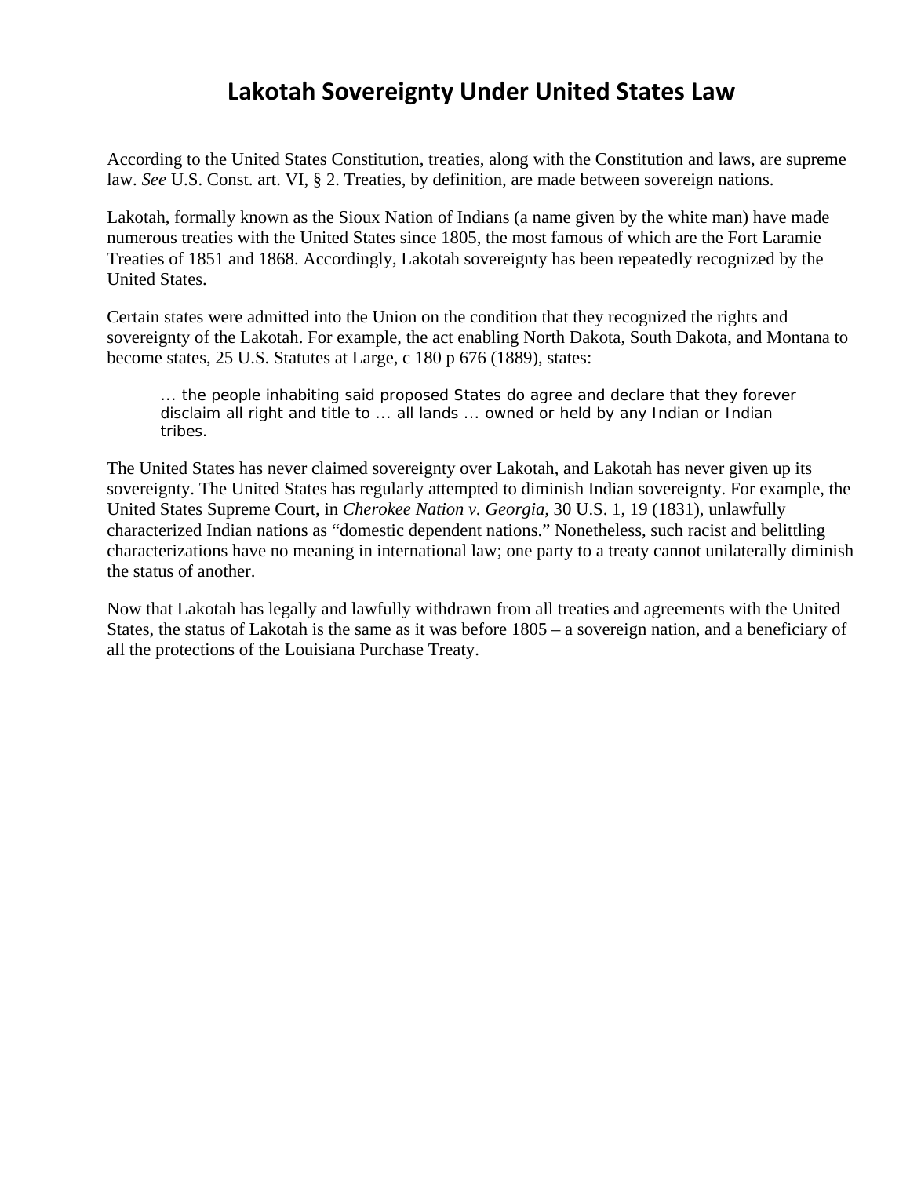# Lakotah Sovereignty Under United States Law

According to the United States Constitution, treaties, along with the Constitution and laws, are supreme law. *See* U.S. Const. art. VI, § 2. Treaties, by definition, are made between sovereign nations.

Lakotah, formally known as the Sioux Nation of Indians (a name given by the white man) have made numerous treaties with the United States since 1805, the most famous of which are the Fort Laramie Treaties of 1851 and 1868. Accordingly, Lakotah sovereignty has been repeatedly recognized by the United States.

Certain states were admitted into the Union on the condition that they recognized the rights and sovereignty of the Lakotah. For example, the act enabling North Dakota, South Dakota, and Montana to become states, 25 U.S. Statutes at Large, c 180 p 676 (1889), states:

> ... the people inhabiting said proposed States do agree and declare that they forever disclaim all right and title to ... all lands ... owned or held by any Indian or Indian tribes.

The United States has never claimed sovereignty over Lakotah, and Lakotah has never given up its sovereignty. The United States has regularly attempted to diminish Indian sovereignty. For example, the United States Supreme Court, in *Cherokee Nation v. Georgia*, 30 U.S. 1, 19 (1831), unlawfully characterized Indian nations as "domestic dependent nations." Nonetheless, such racist and belittling characterizations have no meaning in international law; one party to a treaty cannot unilaterally diminish the status of another.

Now that Lakotah has legally and lawfully withdrawn from all treaties and agreements with the United States, the status of Lakotah is the same as it was before 1805 – a sovereign nation, and a beneficiary of all the protections of the Louisiana Purchase Treaty.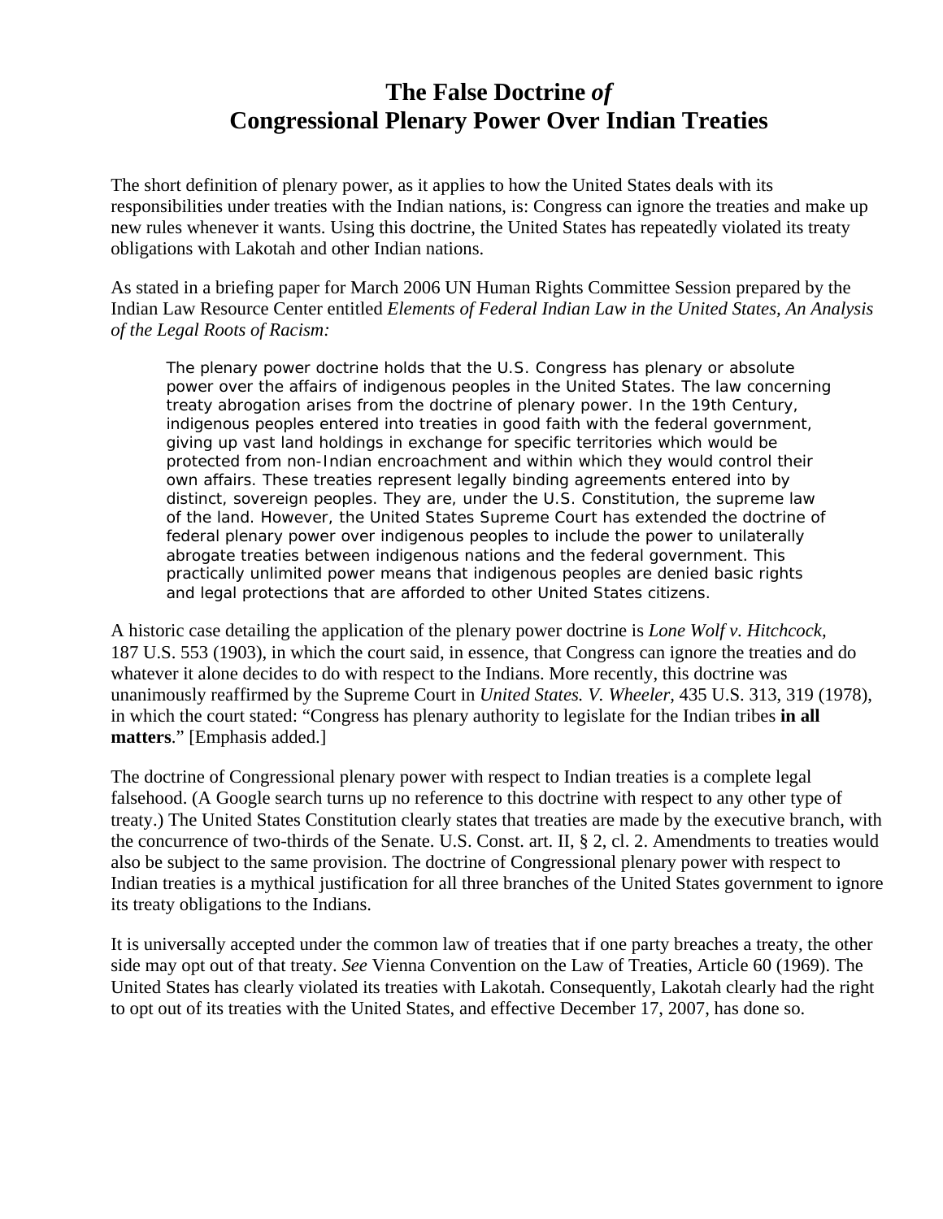# The False Doctrine *of* Congressional Plenary Power Over Indian Treaties

The short definition of plenary power, as it applies to how the United States deals with its responsibilities under treaties with the Indian nations, is: Congress can ignore the treaties and make up new rules whenever it wants. Using this doctrine, the United States has repeatedly violated its treaty obligations with Lakotah and other Indian nations.

As stated in a briefing paper for March 2006 UN Human Rights Committee Session prepared by the Indian Law Resource Center entitled *Elements of Federal Indian Law in the United States, An Analysis of the Legal Roots of Racism:*

> The plenary power doctrine holds that the U.S. Congress has plenary or absolute power over the affairs of indigenous peoples in the United States. The law concerning treaty abrogation arises from the doctrine of plenary power. In the 19th Century, indigenous peoples entered into treaties in good faith with the federal government, giving up vast land holdings in exchange for specific territories which would be protected from non-Indian encroachment and within which they would control their own affairs. These treaties represent legally binding agreements entered into by distinct, sovereign peoples. They are, under the U.S. Constitution, the supreme law of the land. However, the United States Supreme Court has extended the doctrine of federal plenary power over indigenous peoples to include the power to unilaterally abrogate treaties between indigenous nations and the federal government. This practically unlimited power means that indigenous peoples are denied basic rights and legal protections that are afforded to other United States citizens.

A historic case detailing the application of the plenary power doctrine is *Lone Wolf v. Hitchcock*, 187 U.S. 553 (1903), in which the court said, in essence, that Congress can ignore the treaties and do whatever it alone decides to do with respect to the Indians. More recently, this doctrine was unanimously reaffirmed by the Supreme Court in *United States. V. Wheeler*, 435 U.S. 313, 319 (1978), in which the court stated: "Congress has plenary authority to legislate for the Indian tribes **in all matters**." [Emphasis added.]

The doctrine of Congressional plenary power with respect to Indian treaties is a complete legal falsehood. (A Google search turns up no reference to this doctrine with respect to any other type of treaty.) The United States Constitution clearly states that treaties are made by the executive branch, with the concurrence of two-thirds of the Senate. U.S. Const. art. II, § 2, cl. 2. Amendments to treaties would also be subject to the same provision. The doctrine of Congressional plenary power with respect to Indian treaties is a mythical justification for all three branches of the United States government to ignore its treaty obligations to the Indians.

It is universally accepted under the common law of treaties that if one party breaches a treaty, the other side may opt out of that treaty. *See* Vienna Convention on the Law of Treaties, Article 60 (1969). The United States has clearly violated its treaties with Lakotah. Consequently, Lakotah clearly had the right to opt out of its treaties with the United States, and effective December 17, 2007, has done so.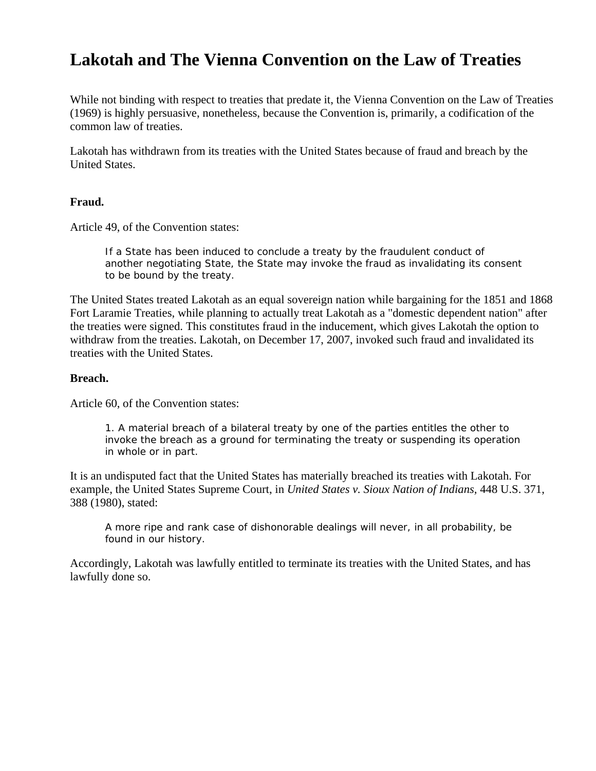# Lakotah and The Vienna Convention on the Law of Treaties

While not binding with respect to treaties that predate it, the Vienna Convention on the Law of Treaties (1969) is highly persuasive, nonetheless, because the Convention is, primarily, a codification of the common law of treaties.

Lakotah has withdrawn from its treaties with the United States because of fraud and breach by the United States.

**Fraud.**

Article 49, of the Convention states:

> If a State has been induced to conclude a treaty by the fraudulent conduct of another negotiating State, the State may invoke the fraud as invalidating its consent to be bound by the treaty.

The United States treated Lakotah as an equal sovereign nation while bargaining for the 1851 and 1868 Fort Laramie Treaties, while planning to actually treat Lakotah as a "domestic dependent nation" after the treaties were signed. This constitutes fraud in the inducement, which gives Lakotah the option to withdraw from the treaties. Lakotah, on December 17, 2007, invoked such fraud and invalidated its treaties with the United States.

**Breach.**

Article 60, of the Convention states:

> 1. A material breach of a bilateral treaty by one of the parties entitles the other to invoke the breach as a ground for terminating the treaty or suspending its operation in whole or in part.

It is an undisputed fact that the United States has materially breached its treaties with Lakotah. For example, the United States Supreme Court, in *United States v. Sioux Nation of Indians*, 448 U.S. 371, 388 (1980), stated:

> A more ripe and rank case of dishonorable dealings will never, in all probability, be found in our history.

Accordingly, Lakotah was lawfully entitled to terminate its treaties with the United States, and has lawfully done so.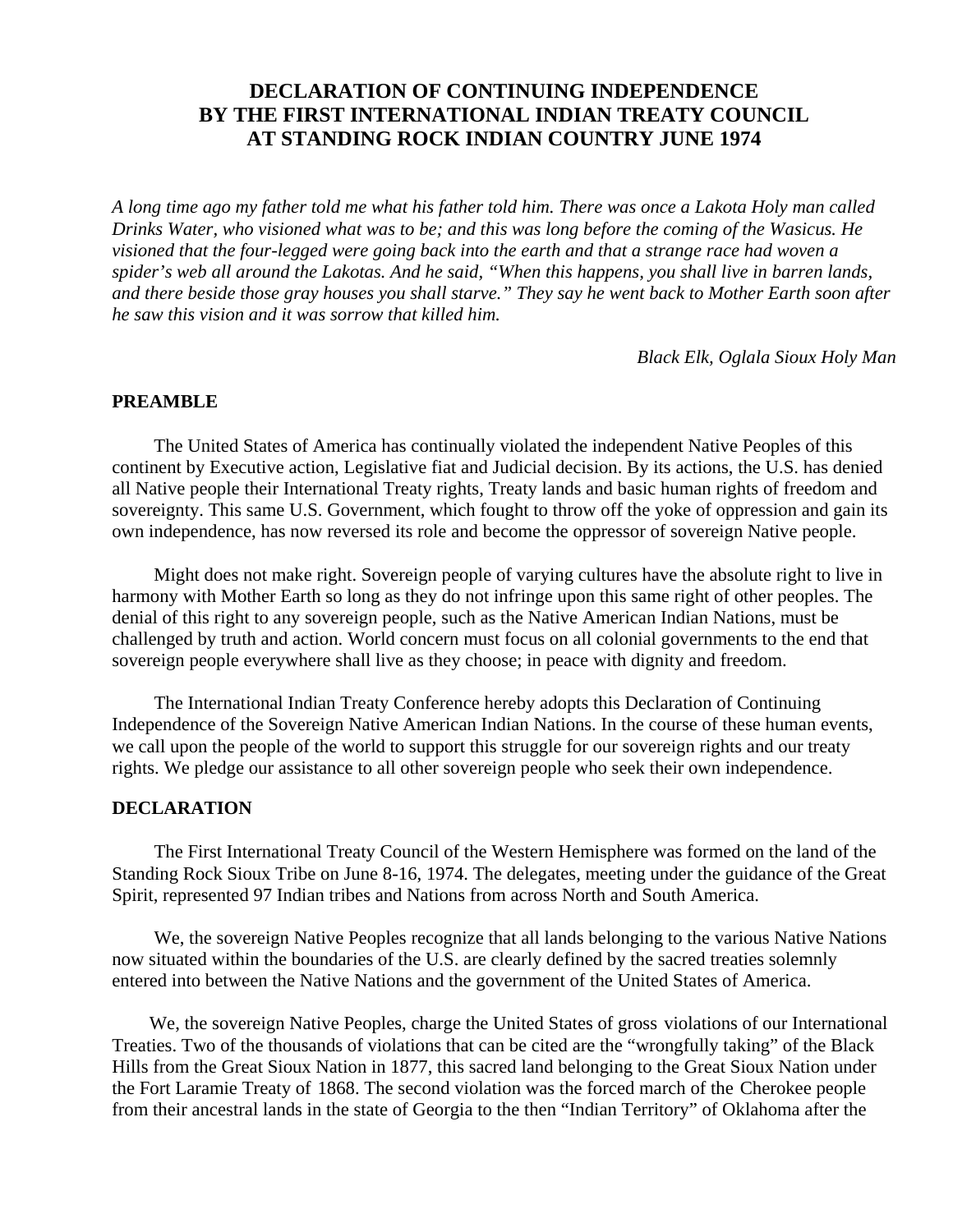# DECLARATION OF CONTINUING INDEPENDENCE BY THE FIRST INTERNATIONAL INDIAN TREATY COUNCIL AT STANDING ROCK INDIAN COUNTRY JUNE 1974

*A long time ago my father told me what his father told him. There was once a Lakota Holy man called Drinks Water, who visioned what was to be; and this was long before the coming of the Wasicus. He visioned that the four-legged were going back into the earth and that a strange race had woven a spider's web all around the Lakotas. And he said, "When this happens, you shall live in barren lands, and there beside those gray houses you shall starve." They say he went back to Mother Earth soon after he saw this vision and it was sorrow that killed him.*

*Black Elk, Oglala Sioux Holy Man*

## PREAMBLE

The United States of America has continually violated the independent Native Peoples of this continent by Executive action, Legislative fiat and Judicial decision. By its actions, the U.S. has denied all Native people their International Treaty rights, Treaty lands and basic human rights of freedom and sovereignty. This same U.S. Government, which fought to throw off the yoke of oppression and gain its own independence, has now reversed its role and become the oppressor of sovereign Native people.

Might does not make right. Sovereign people of varying cultures have the absolute right to live in harmony with Mother Earth so long as they do not infringe upon this same right of other peoples. The denial of this right to any sovereign people, such as the Native American Indian Nations, must be challenged by truth and action. World concern must focus on all colonial governments to the end that sovereign people everywhere shall live as they choose; in peace with dignity and freedom.

The International Indian Treaty Conference hereby adopts this Declaration of Continuing Independence of the Sovereign Native American Indian Nations. In the course of these human events, we call upon the people of the world to support this struggle for our sovereign rights and our treaty rights. We pledge our assistance to all other sovereign people who seek their own independence.

## DECLARATION

The First International Treaty Council of the Western Hemisphere was formed on the land of the Standing Rock Sioux Tribe on June 8-16, 1974. The delegates, meeting under the guidance of the Great Spirit, represented 97 Indian tribes and Nations from across North and South America.

We, the sovereign Native Peoples recognize that all lands belonging to the various Native Nations now situated within the boundaries of the U.S. are clearly defined by the sacred treaties solemnly entered into between the Native Nations and the government of the United States of America.

We, the sovereign Native Peoples, charge the United States of gross violations of our International Treaties. Two of the thousands of violations that can be cited are the "wrongfully taking" of the Black Hills from the Great Sioux Nation in 1877, this sacred land belonging to the Great Sioux Nation under the Fort Laramie Treaty of 1868. The second violation was the forced march of the Cherokee people from their ancestral lands in the state of Georgia to the then "Indian Territory" of Oklahoma after the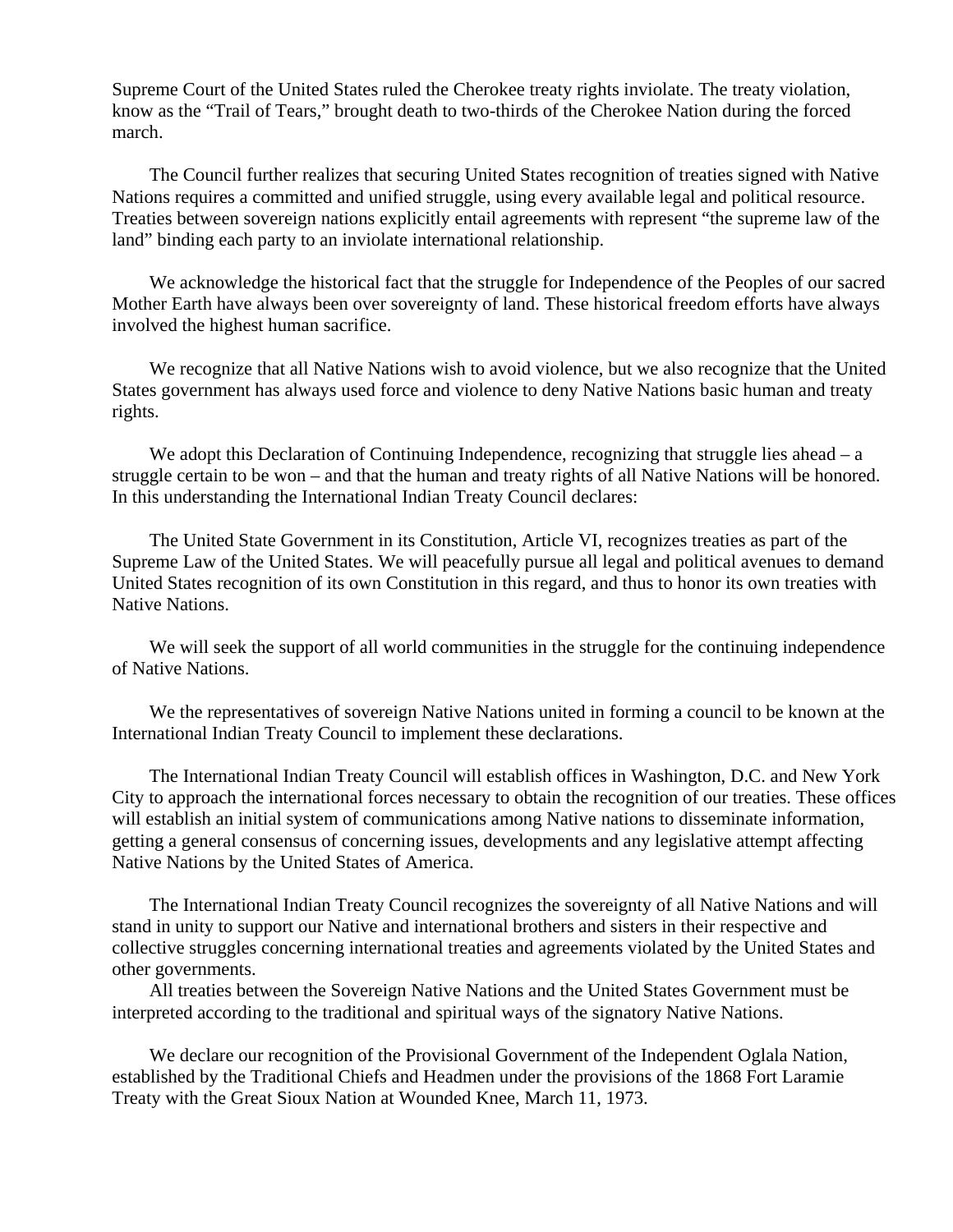Supreme Court of the United States ruled the Cherokee treaty rights inviolate. The treaty violation, know as the "Trail of Tears," brought death to two-thirds of the Cherokee Nation during the forced march.

The Council further realizes that securing United States recognition of treaties signed with Native Nations requires a committed and unified struggle, using every available legal and political resource. Treaties between sovereign nations explicitly entail agreements with represent "the supreme law of the land" binding each party to an inviolate international relationship.

We acknowledge the historical fact that the struggle for Independence of the Peoples of our sacred Mother Earth have always been over sovereignty of land. These historical freedom efforts have always involved the highest human sacrifice.

We recognize that all Native Nations wish to avoid violence, but we also recognize that the United States government has always used force and violence to deny Native Nations basic human and treaty rights.

We adopt this Declaration of Continuing Independence, recognizing that struggle lies ahead – a struggle certain to be won – and that the human and treaty rights of all Native Nations will be honored. In this understanding the International Indian Treaty Council declares:

The United State Government in its Constitution, Article VI, recognizes treaties as part of the Supreme Law of the United States. We will peacefully pursue all legal and political avenues to demand United States recognition of its own Constitution in this regard, and thus to honor its own treaties with Native Nations.

We will seek the support of all world communities in the struggle for the continuing independence of Native Nations.

We the representatives of sovereign Native Nations united in forming a council to be known at the International Indian Treaty Council to implement these declarations.

The International Indian Treaty Council will establish offices in Washington, D.C. and New York City to approach the international forces necessary to obtain the recognition of our treaties. These offices will establish an initial system of communications among Native nations to disseminate information, getting a general consensus of concerning issues, developments and any legislative attempt affecting Native Nations by the United States of America.

The International Indian Treaty Council recognizes the sovereignty of all Native Nations and will stand in unity to support our Native and international brothers and sisters in their respective and collective struggles concerning international treaties and agreements violated by the United States and other governments.

All treaties between the Sovereign Native Nations and the United States Government must be interpreted according to the traditional and spiritual ways of the signatory Native Nations.

We declare our recognition of the Provisional Government of the Independent Oglala Nation, established by the Traditional Chiefs and Headmen under the provisions of the 1868 Fort Laramie Treaty with the Great Sioux Nation at Wounded Knee, March 11, 1973.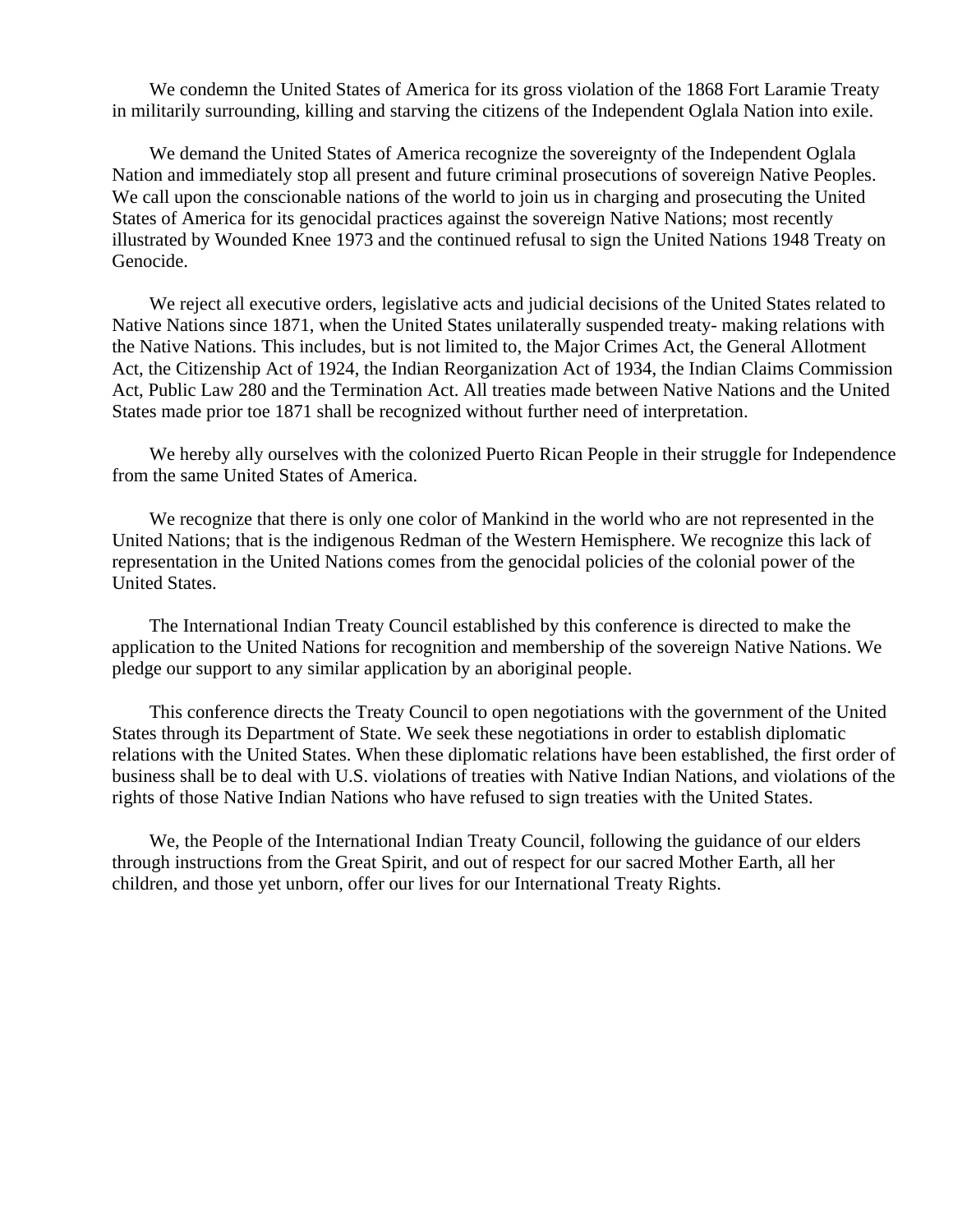We condemn the United States of America for its gross violation of the 1868 Fort Laramie Treaty in militarily surrounding, killing and starving the citizens of the Independent Oglala Nation into exile.

We demand the United States of America recognize the sovereignty of the Independent Oglala Nation and immediately stop all present and future criminal prosecutions of sovereign Native Peoples. We call upon the conscionable nations of the world to join us in charging and prosecuting the United States of America for its genocidal practices against the sovereign Native Nations; most recently illustrated by Wounded Knee 1973 and the continued refusal to sign the United Nations 1948 Treaty on Genocide.

We reject all executive orders, legislative acts and judicial decisions of the United States related to Native Nations since 1871, when the United States unilaterally suspended treaty- making relations with the Native Nations. This includes, but is not limited to, the Major Crimes Act, the General Allotment Act, the Citizenship Act of 1924, the Indian Reorganization Act of 1934, the Indian Claims Commission Act, Public Law 280 and the Termination Act. All treaties made between Native Nations and the United States made prior toe 1871 shall be recognized without further need of interpretation.

We hereby ally ourselves with the colonized Puerto Rican People in their struggle for Independence from the same United States of America.

We recognize that there is only one color of Mankind in the world who are not represented in the United Nations; that is the indigenous Redman of the Western Hemisphere. We recognize this lack of representation in the United Nations comes from the genocidal policies of the colonial power of the United States.

The International Indian Treaty Council established by this conference is directed to make the application to the United Nations for recognition and membership of the sovereign Native Nations. We pledge our support to any similar application by an aboriginal people.

This conference directs the Treaty Council to open negotiations with the government of the United States through its Department of State. We seek these negotiations in order to establish diplomatic relations with the United States. When these diplomatic relations have been established, the first order of business shall be to deal with U.S. violations of treaties with Native Indian Nations, and violations of the rights of those Native Indian Nations who have refused to sign treaties with the United States.

We, the People of the International Indian Treaty Council, following the guidance of our elders through instructions from the Great Spirit, and out of respect for our sacred Mother Earth, all her children, and those yet unborn, offer our lives for our International Treaty Rights.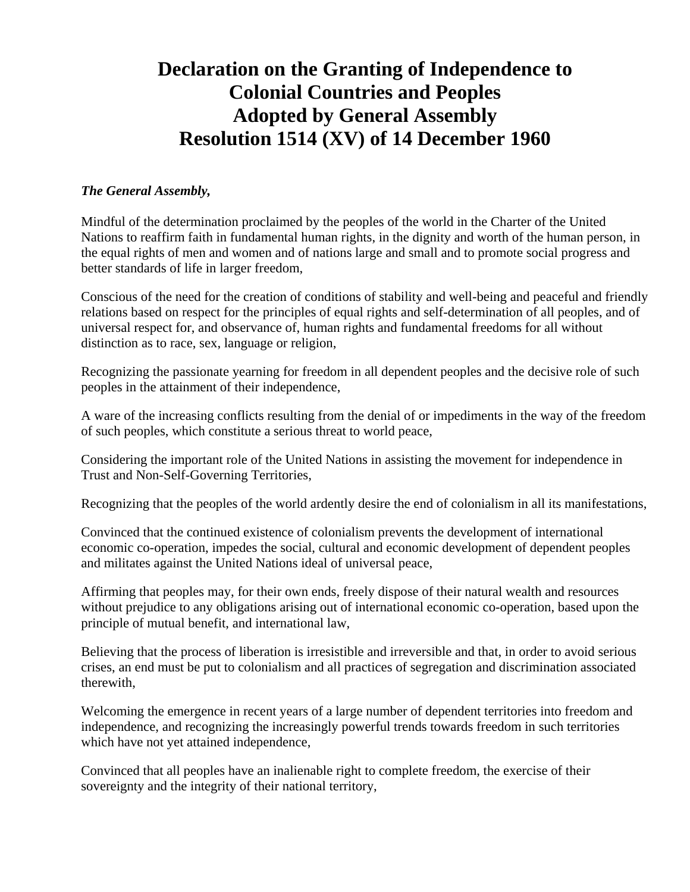# Declaration on the Granting of Independence to Colonial Countries and Peoples Adopted by General Assembly Resolution 1514 (XV) of 14 December 1960

***The General Assembly,***

Mindful of the determination proclaimed by the peoples of the world in the Charter of the United Nations to reaffirm faith in fundamental human rights, in the dignity and worth of the human person, in the equal rights of men and women and of nations large and small and to promote social progress and better standards of life in larger freedom,

Conscious of the need for the creation of conditions of stability and well-being and peaceful and friendly relations based on respect for the principles of equal rights and self-determination of all peoples, and of universal respect for, and observance of, human rights and fundamental freedoms for all without distinction as to race, sex, language or religion,

Recognizing the passionate yearning for freedom in all dependent peoples and the decisive role of such peoples in the attainment of their independence,

A ware of the increasing conflicts resulting from the denial of or impediments in the way of the freedom of such peoples, which constitute a serious threat to world peace,

Considering the important role of the United Nations in assisting the movement for independence in Trust and Non-Self-Governing Territories,

Recognizing that the peoples of the world ardently desire the end of colonialism in all its manifestations,

Convinced that the continued existence of colonialism prevents the development of international economic co-operation, impedes the social, cultural and economic development of dependent peoples and militates against the United Nations ideal of universal peace,

Affirming that peoples may, for their own ends, freely dispose of their natural wealth and resources without prejudice to any obligations arising out of international economic co-operation, based upon the principle of mutual benefit, and international law,

Believing that the process of liberation is irresistible and irreversible and that, in order to avoid serious crises, an end must be put to colonialism and all practices of segregation and discrimination associated therewith,

Welcoming the emergence in recent years of a large number of dependent territories into freedom and independence, and recognizing the increasingly powerful trends towards freedom in such territories which have not yet attained independence,

Convinced that all peoples have an inalienable right to complete freedom, the exercise of their sovereignty and the integrity of their national territory,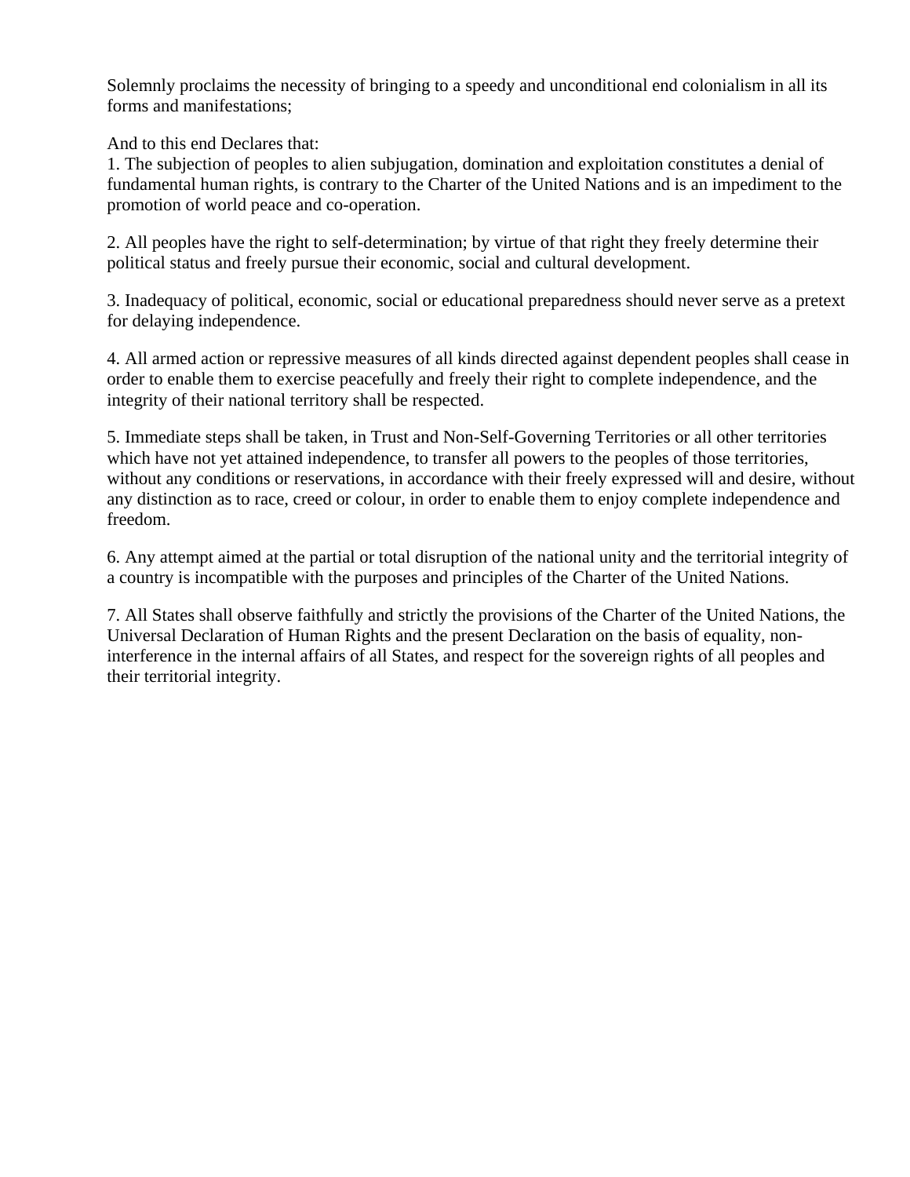Solemnly proclaims the necessity of bringing to a speedy and unconditional end colonialism in all its forms and manifestations;

And to this end Declares that:

1. The subjection of peoples to alien subjugation, domination and exploitation constitutes a denial of fundamental human rights, is contrary to the Charter of the United Nations and is an impediment to the promotion of world peace and co-operation.

2. All peoples have the right to self-determination; by virtue of that right they freely determine their political status and freely pursue their economic, social and cultural development.

3. Inadequacy of political, economic, social or educational preparedness should never serve as a pretext for delaying independence.

4. All armed action or repressive measures of all kinds directed against dependent peoples shall cease in order to enable them to exercise peacefully and freely their right to complete independence, and the integrity of their national territory shall be respected.

5. Immediate steps shall be taken, in Trust and Non-Self-Governing Territories or all other territories which have not yet attained independence, to transfer all powers to the peoples of those territories, without any conditions or reservations, in accordance with their freely expressed will and desire, without any distinction as to race, creed or colour, in order to enable them to enjoy complete independence and freedom.

6. Any attempt aimed at the partial or total disruption of the national unity and the territorial integrity of a country is incompatible with the purposes and principles of the Charter of the United Nations.

7. All States shall observe faithfully and strictly the provisions of the Charter of the United Nations, the Universal Declaration of Human Rights and the present Declaration on the basis of equality, non-interference in the internal affairs of all States, and respect for the sovereign rights of all peoples and their territorial integrity.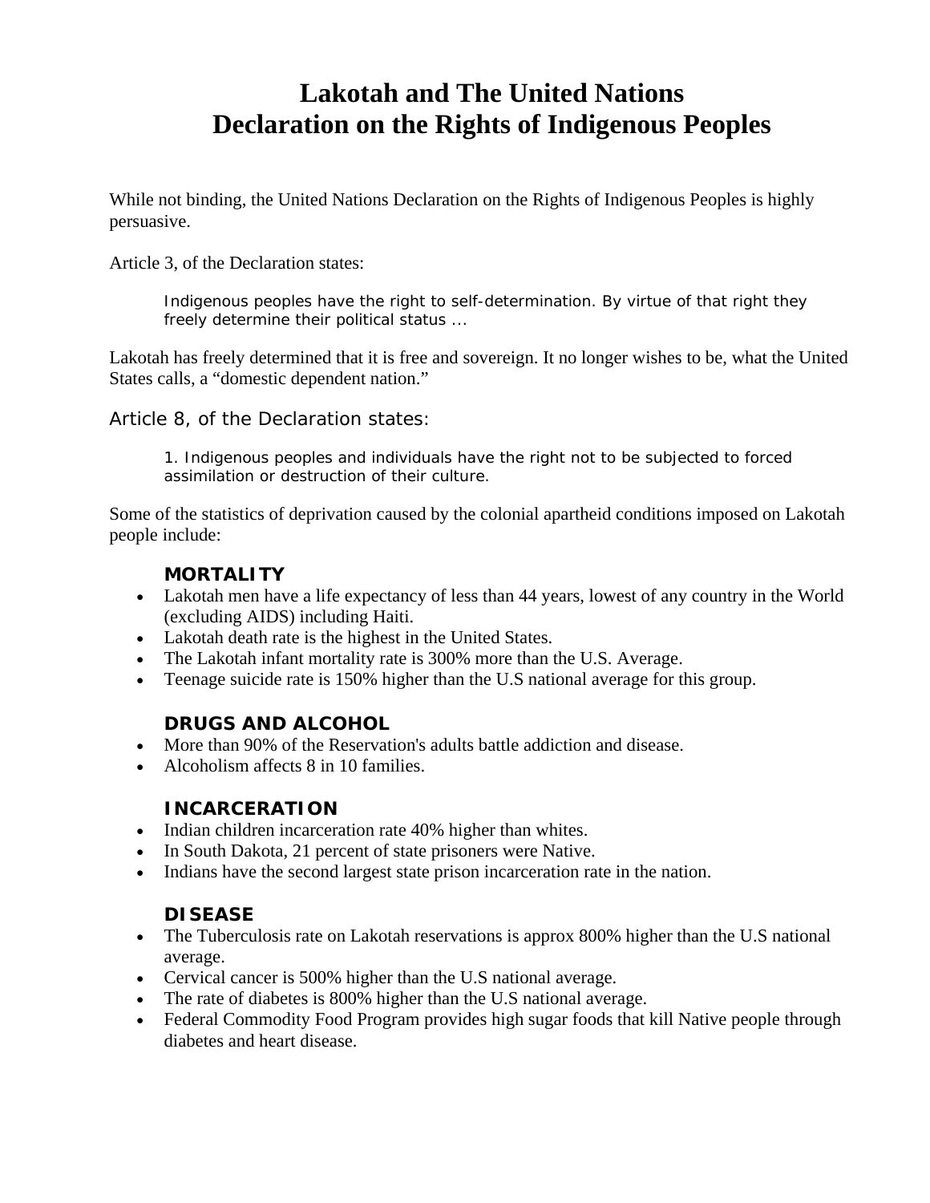# Lakotah and The United Nations Declaration on the Rights of Indigenous Peoples

While not binding, the United Nations Declaration on the Rights of Indigenous Peoples is highly persuasive.

Article 3, of the Declaration states:

> Indigenous peoples have the right to self-determination. By virtue of that right they freely determine their political status ...

Lakotah has freely determined that it is free and sovereign. It no longer wishes to be, what the United States calls, a "domestic dependent nation."

Article 8, of the Declaration states:

> 1. Indigenous peoples and individuals have the right not to be subjected to forced assimilation or destruction of their culture.

Some of the statistics of deprivation caused by the colonial apartheid conditions imposed on Lakotah people include:

### MORTALITY

- Lakotah men have a life expectancy of less than 44 years, lowest of any country in the World (excluding AIDS) including Haiti.
- Lakotah death rate is the highest in the United States.
- The Lakotah infant mortality rate is 300% more than the U.S. Average.
- Teenage suicide rate is 150% higher than the U.S national average for this group.

### DRUGS AND ALCOHOL

- More than 90% of the Reservation's adults battle addiction and disease.
- Alcoholism affects 8 in 10 families.

### INCARCERATION

- Indian children incarceration rate 40% higher than whites.
- In South Dakota, 21 percent of state prisoners were Native.
- Indians have the second largest state prison incarceration rate in the nation.

### DISEASE

- The Tuberculosis rate on Lakotah reservations is approx 800% higher than the U.S national average.
- Cervical cancer is 500% higher than the U.S national average.
- The rate of diabetes is 800% higher than the U.S national average.
- Federal Commodity Food Program provides high sugar foods that kill Native people through diabetes and heart disease.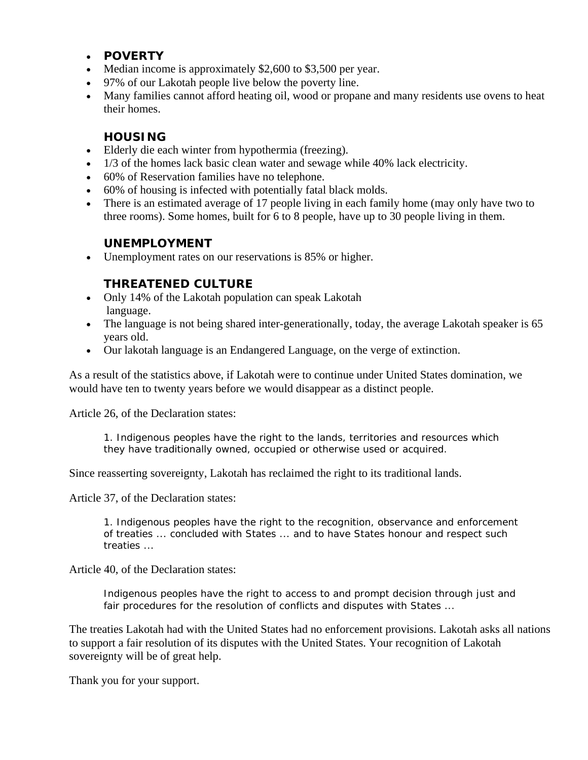- **POVERTY**
- Median income is approximately $2,600 to $3,500 per year.
- 97% of our Lakotah people live below the poverty line.
- Many families cannot afford heating oil, wood or propane and many residents use ovens to heat their homes.

**HOUSING**

- Elderly die each winter from hypothermia (freezing).
- 1/3 of the homes lack basic clean water and sewage while 40% lack electricity.
- 60% of Reservation families have no telephone.
- 60% of housing is infected with potentially fatal black molds.
- There is an estimated average of 17 people living in each family home (may only have two to three rooms). Some homes, built for 6 to 8 people, have up to 30 people living in them.

**UNEMPLOYMENT**

- Unemployment rates on our reservations is 85% or higher.

**THREATENED CULTURE**

- Only 14% of the Lakotah population can speak Lakotah language.
- The language is not being shared inter-generationally, today, the average Lakotah speaker is 65 years old.
- Our lakotah language is an Endangered Language, on the verge of extinction.

As a result of the statistics above, if Lakotah were to continue under United States domination, we would have ten to twenty years before we would disappear as a distinct people.

Article 26, of the Declaration states:

> 1. Indigenous peoples have the right to the lands, territories and resources which they have traditionally owned, occupied or otherwise used or acquired.

Since reasserting sovereignty, Lakotah has reclaimed the right to its traditional lands.

Article 37, of the Declaration states:

> 1. Indigenous peoples have the right to the recognition, observance and enforcement of treaties ... concluded with States ... and to have States honour and respect such treaties ...

Article 40, of the Declaration states:

> Indigenous peoples have the right to access to and prompt decision through just and fair procedures for the resolution of conflicts and disputes with States ...

The treaties Lakotah had with the United States had no enforcement provisions. Lakotah asks all nations to support a fair resolution of its disputes with the United States. Your recognition of Lakotah sovereignty will be of great help.

Thank you for your support.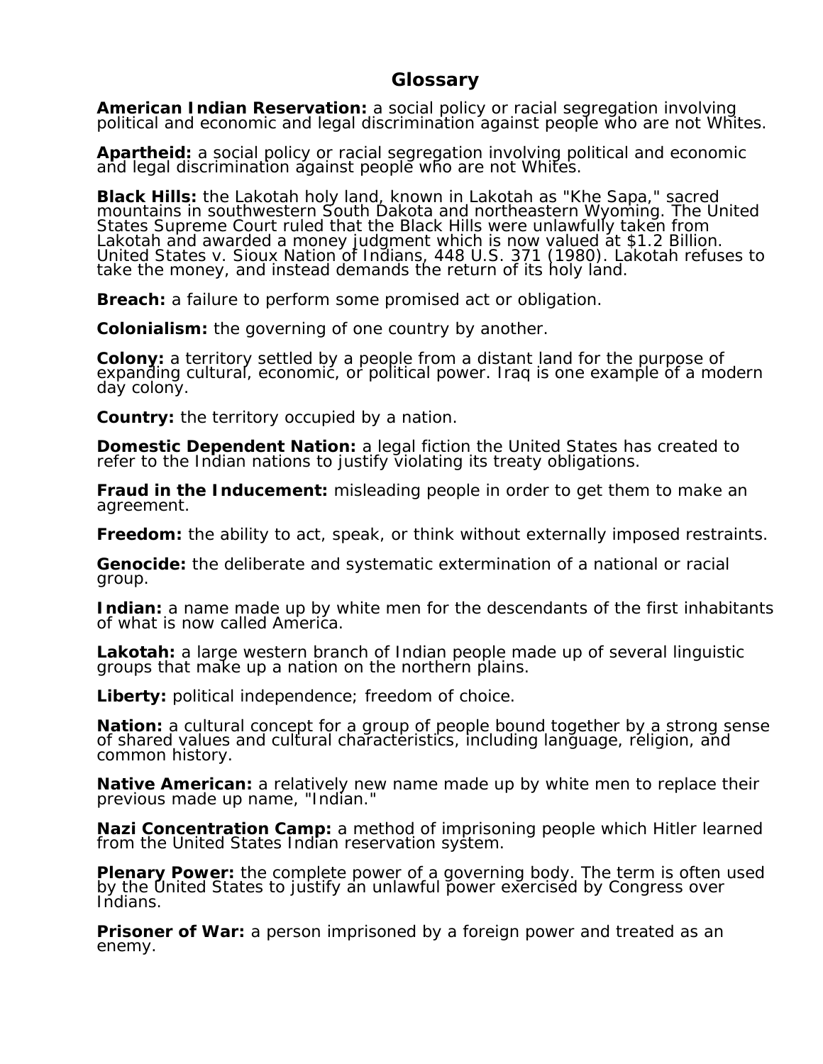## Glossary

**American Indian Reservation:** a social policy or racial segregation involving political and economic and legal discrimination against people who are not Whites.

**Apartheid:** a social policy or racial segregation involving political and economic and legal discrimination against people who are not Whites.

**Black Hills:** the Lakotah holy land, known in Lakotah as "Khe Sapa," sacred mountains in southwestern South Dakota and northeastern Wyoming. The United States Supreme Court ruled that the Black Hills were unlawfully taken from Lakotah and awarded a money judgment which is now valued at $1.2 Billion. United States v. Sioux Nation of Indians, 448 U.S. 371 (1980). Lakotah refuses to take the money, and instead demands the return of its holy land.

**Breach:** a failure to perform some promised act or obligation.

**Colonialism:** the governing of one country by another.

**Colony:** a territory settled by a people from a distant land for the purpose of expanding cultural, economic, or political power. Iraq is one example of a modern day colony.

**Country:** the territory occupied by a nation.

**Domestic Dependent Nation:** a legal fiction the United States has created to refer to the Indian nations to justify violating its treaty obligations.

**Fraud in the Inducement:** misleading people in order to get them to make an agreement.

**Freedom:** the ability to act, speak, or think without externally imposed restraints.

**Genocide:** the deliberate and systematic extermination of a national or racial group.

**Indian:** a name made up by white men for the descendants of the first inhabitants of what is now called America.

**Lakotah:** a large western branch of Indian people made up of several linguistic groups that make up a nation on the northern plains.

**Liberty:** political independence; freedom of choice.

**Nation:** a cultural concept for a group of people bound together by a strong sense of shared values and cultural characteristics, including language, religion, and common history.

**Native American:** a relatively new name made up by white men to replace their previous made up name, "Indian."

**Nazi Concentration Camp:** a method of imprisoning people which Hitler learned from the United States Indian reservation system.

**Plenary Power:** the complete power of a governing body. The term is often used by the United States to justify an unlawful power exercised by Congress over Indians.

**Prisoner of War:** a person imprisoned by a foreign power and treated as an enemy.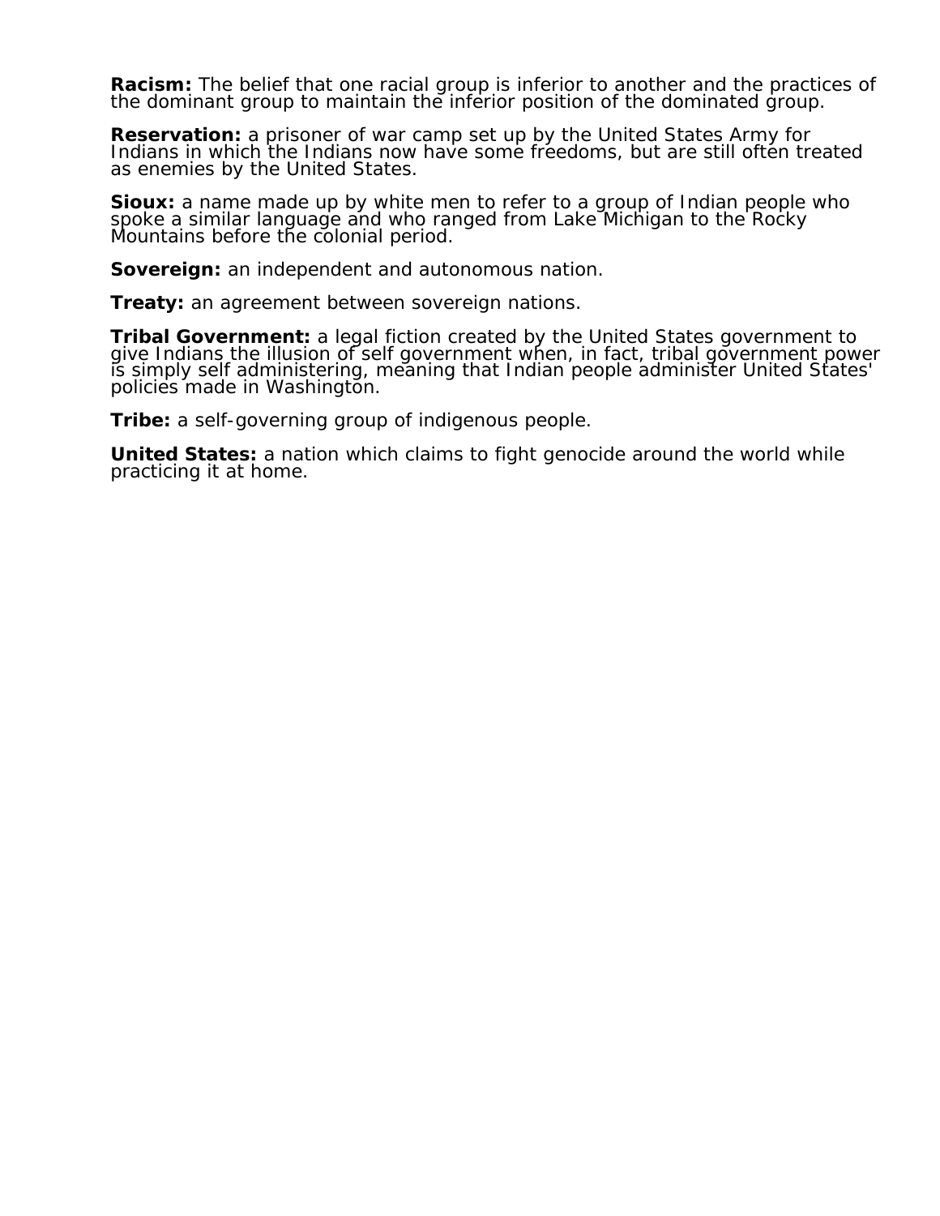**Racism:** The belief that one racial group is inferior to another and the practices of the dominant group to maintain the inferior position of the dominated group.

**Reservation:** a prisoner of war camp set up by the United States Army for Indians in which the Indians now have some freedoms, but are still often treated as enemies by the United States.

**Sioux:** a name made up by white men to refer to a group of Indian people who spoke a similar language and who ranged from Lake Michigan to the Rocky Mountains before the colonial period.

**Sovereign:** an independent and autonomous nation.

**Treaty:** an agreement between sovereign nations.

**Tribal Government:** a legal fiction created by the United States government to give Indians the illusion of self government when, in fact, tribal government power is simply self administering, meaning that Indian people administer United States' policies made in Washington.

**Tribe:** a self-governing group of indigenous people.

**United States:** a nation which claims to fight genocide around the world while practicing it at home.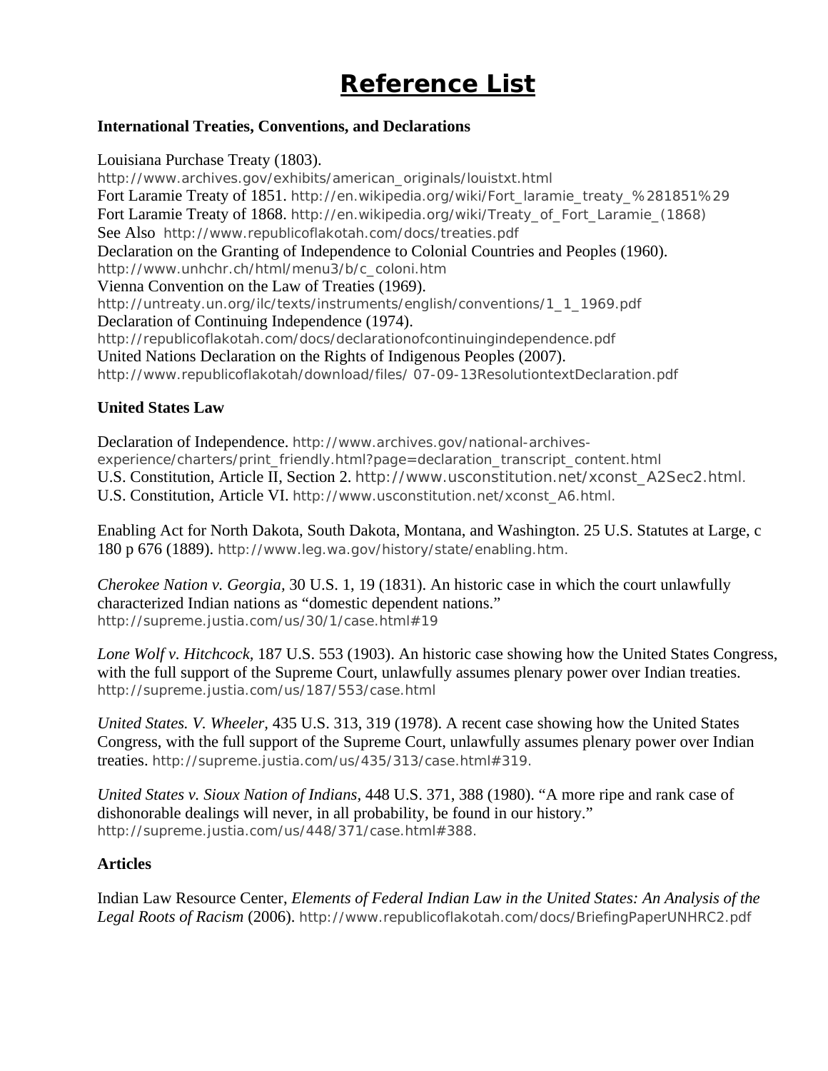# Reference List

### International Treaties, Conventions, and Declarations

Louisiana Purchase Treaty (1803).
http://www.archives.gov/exhibits/american_originals/louistxt.html
Fort Laramie Treaty of 1851. http://en.wikipedia.org/wiki/Fort_laramie_treaty_%281851%29
Fort Laramie Treaty of 1868. http://en.wikipedia.org/wiki/Treaty_of_Fort_Laramie_(1868)
See Also http://www.republicoflakotah.com/docs/treaties.pdf
Declaration on the Granting of Independence to Colonial Countries and Peoples (1960).
http://www.unhchr.ch/html/menu3/b/c_coloni.htm
Vienna Convention on the Law of Treaties (1969).
http://untreaty.un.org/ilc/texts/instruments/english/conventions/1_1_1969.pdf
Declaration of Continuing Independence (1974).
http://republicoflakotah.com/docs/declarationofcontinuingindependence.pdf
United Nations Declaration on the Rights of Indigenous Peoples (2007).
http://www.republicoflakotah/download/files/ 07-09-13ResolutiontextDeclaration.pdf

### United States Law

Declaration of Independence. http://www.archives.gov/national-archives-experience/charters/print_friendly.html?page=declaration_transcript_content.html
U.S. Constitution, Article II, Section 2. http://www.usconstitution.net/xconst_A2Sec2.html.
U.S. Constitution, Article VI. http://www.usconstitution.net/xconst_A6.html.

Enabling Act for North Dakota, South Dakota, Montana, and Washington. 25 U.S. Statutes at Large, c 180 p 676 (1889). http://www.leg.wa.gov/history/state/enabling.htm.

*Cherokee Nation v. Georgia*, 30 U.S. 1, 19 (1831). An historic case in which the court unlawfully characterized Indian nations as "domestic dependent nations."
http://supreme.justia.com/us/30/1/case.html#19

*Lone Wolf v. Hitchcock*, 187 U.S. 553 (1903). An historic case showing how the United States Congress, with the full support of the Supreme Court, unlawfully assumes plenary power over Indian treaties.
http://supreme.justia.com/us/187/553/case.html

*United States. V. Wheeler*, 435 U.S. 313, 319 (1978). A recent case showing how the United States Congress, with the full support of the Supreme Court, unlawfully assumes plenary power over Indian treaties. http://supreme.justia.com/us/435/313/case.html#319.

*United States v. Sioux Nation of Indians*, 448 U.S. 371, 388 (1980). "A more ripe and rank case of dishonorable dealings will never, in all probability, be found in our history."
http://supreme.justia.com/us/448/371/case.html#388.

### Articles

Indian Law Resource Center, *Elements of Federal Indian Law in the United States: An Analysis of the Legal Roots of Racism* (2006). http://www.republicoflakotah.com/docs/BriefingPaperUNHRC2.pdf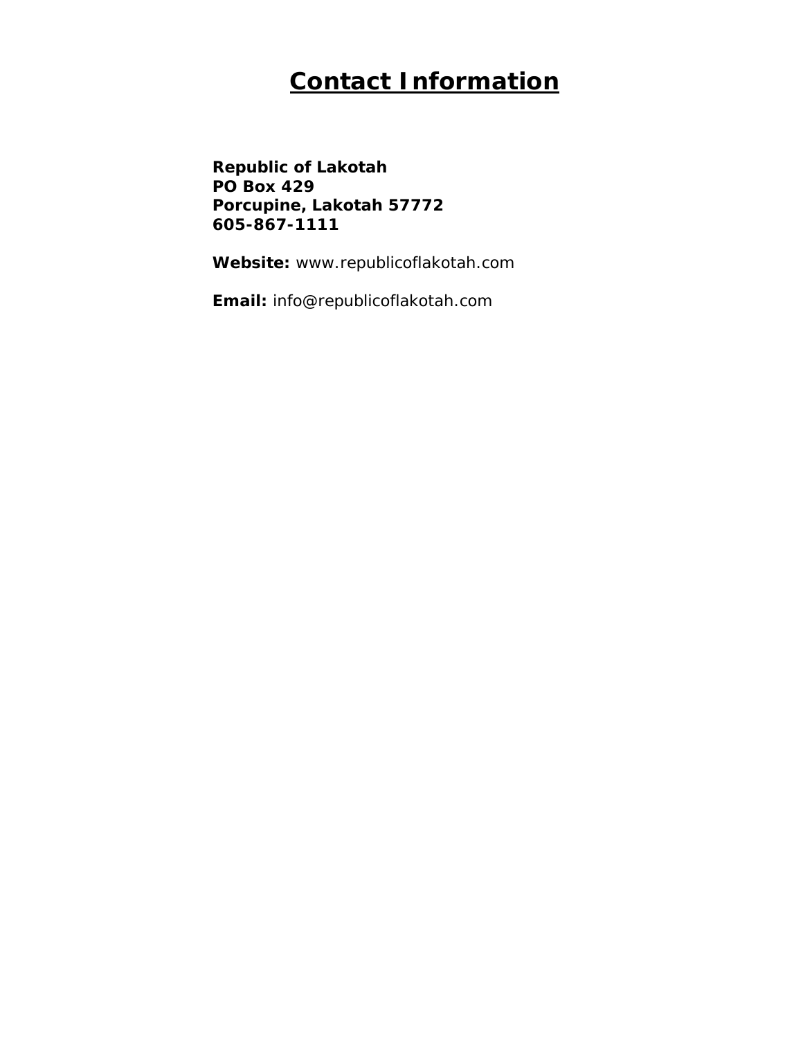# Contact Information

**Republic of Lakotah**
**PO Box 429**
**Porcupine, Lakotah 57772**
**605-867-1111**

**Website:** www.republicoflakotah.com

**Email:** info@republicoflakotah.com